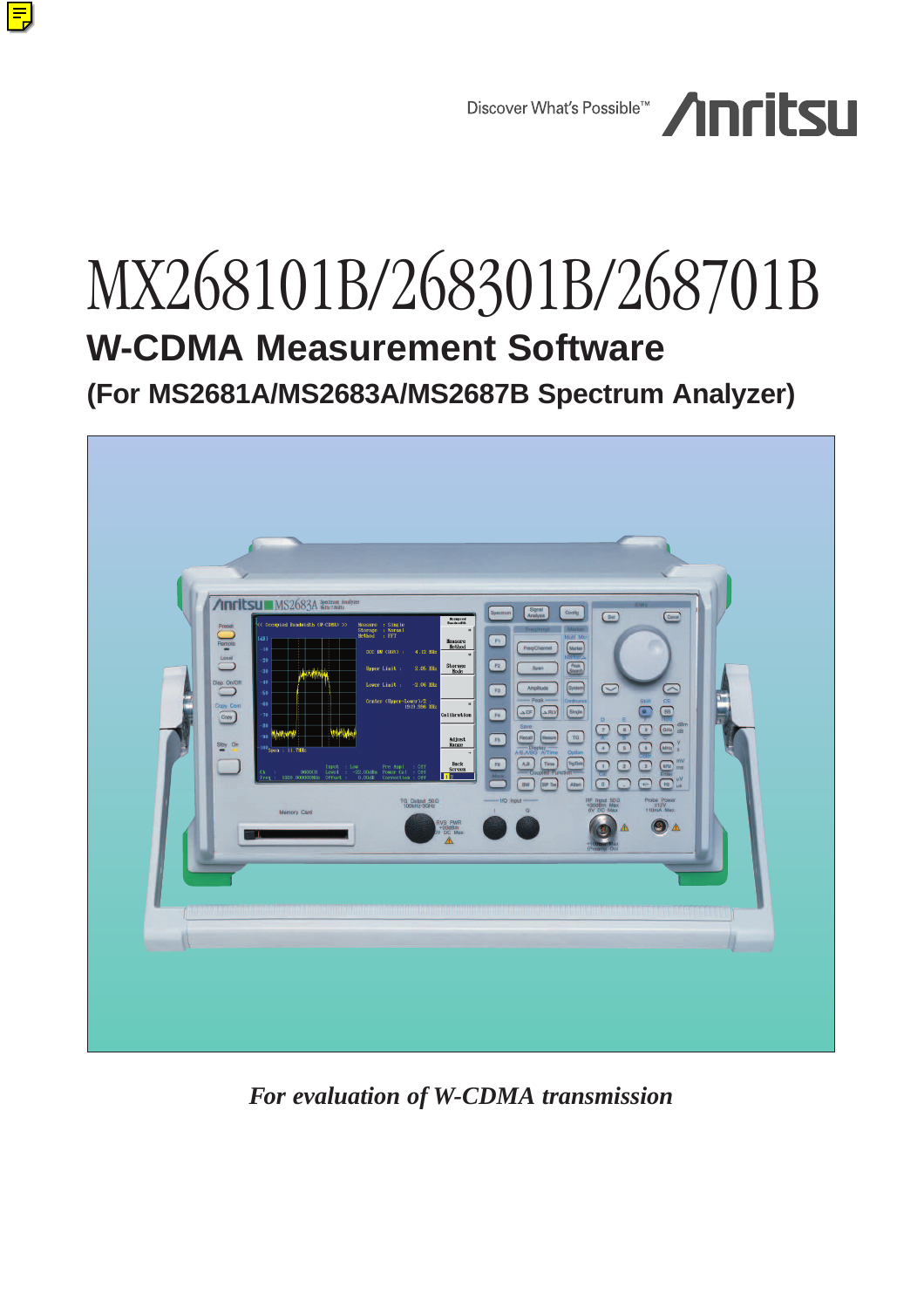Discover What's Possible™ Anritsu

# MX268101B/268301B/268701B

## W-CDMA Measurement Software

### (For MS2681A/MS2683A/MS2687B Spectrum Analyzer)

*For evaluation of W-CDMA transmission*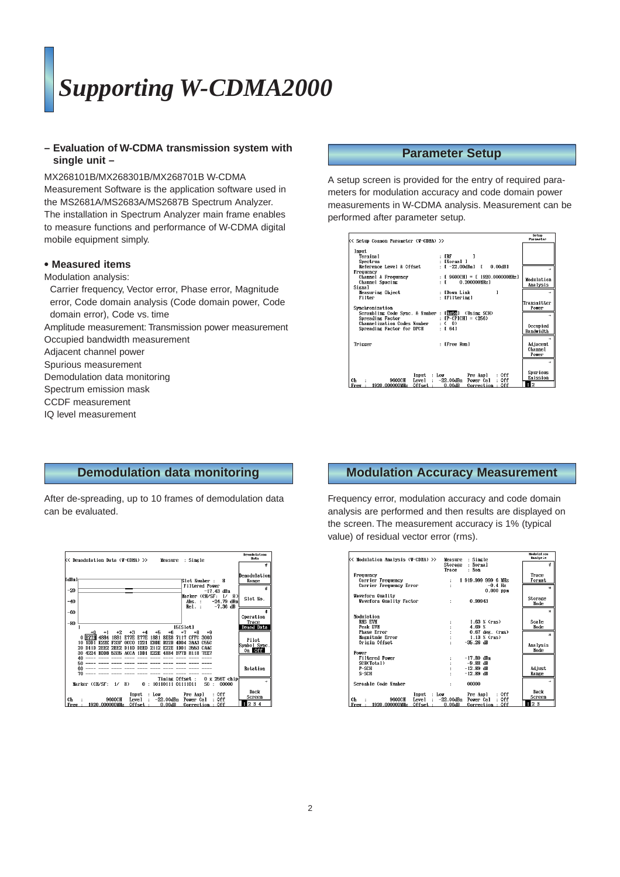# Supporting W-CDMA2000

**– Evaluation of W-CDMA transmission system with single unit –**

MX268101B/MX268301B/MX268701B W-CDMA Measurement Software is the application software used in the MS2681A/MS2683A/MS2687B Spectrum Analyzer. The installation in Spectrum Analyzer main frame enables to measure functions and performance of W-CDMA digital mobile equipment simply.

**• Measured items**

Modulation analysis:

Carrier frequency, Vector error, Phase error, Magnitude error, Code domain analysis (Code domain power, Code domain error), Code vs. time

Amplitude measurement: Transmission power measurement

Occupied bandwidth measurement

Adjacent channel power

Spurious measurement

Demodulation data monitoring

Spectrum emission mask

CCDF measurement

IQ level measurement

## Parameter Setup

A setup screen is provided for the entry of required parameters for modulation accuracy and code domain power measurements in W-CDMA analysis. Measurement can be performed after parameter setup.

## Demodulation data monitoring

After de-spreading, up to 10 frames of demodulation data can be evaluated.

## Modulation Accuracy Measurement

Frequency error, modulation accuracy and code domain analysis are performed and then results are displayed on the screen. The measurement accuracy is 1% (typical value) of residual vector error (rms).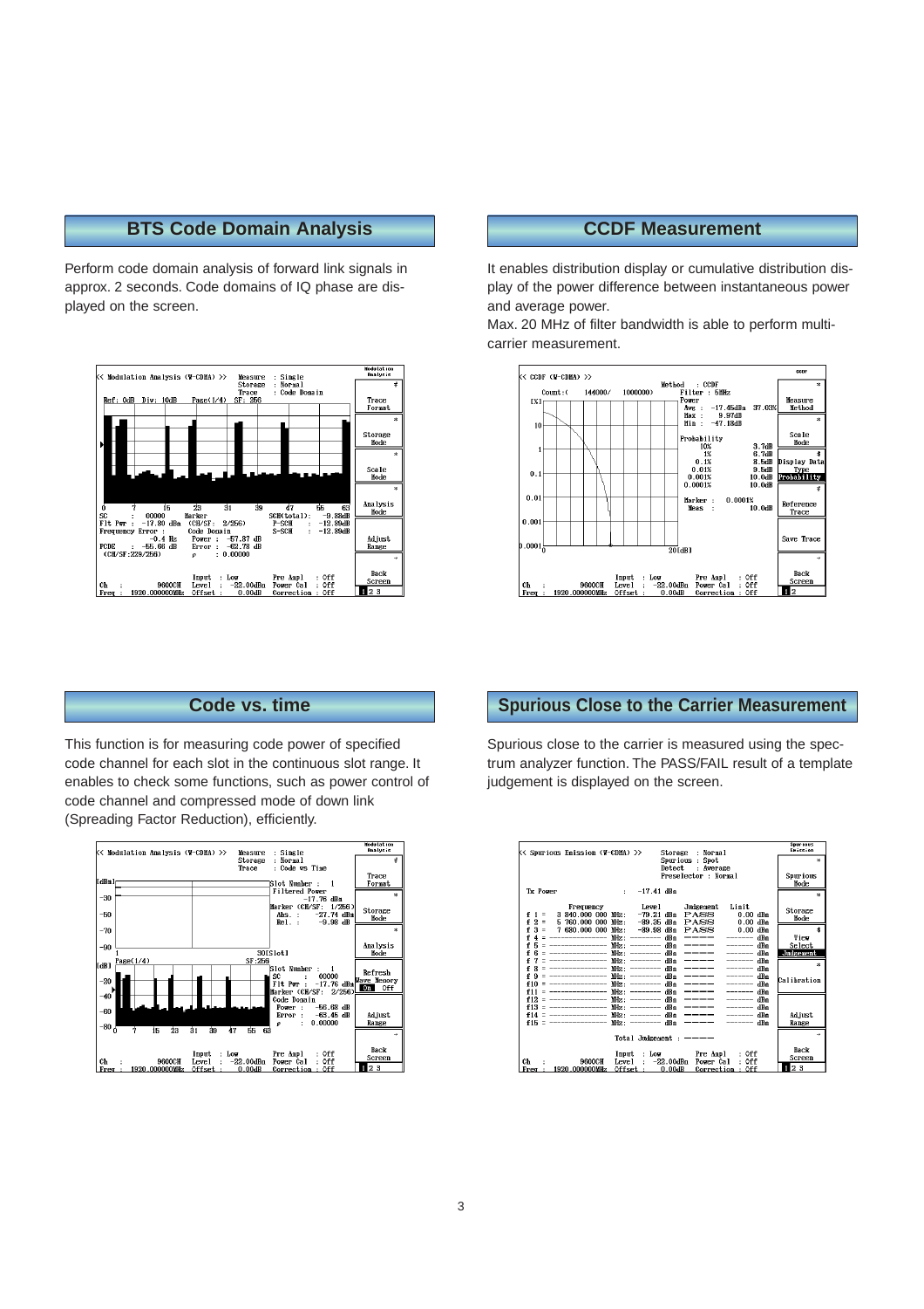## BTS Code Domain Analysis

Perform code domain analysis of forward link signals in approx. 2 seconds. Code domains of IQ phase are displayed on the screen.

## CCDF Measurement

It enables distribution display or cumulative distribution display of the power difference between instantaneous power and average power.

Max. 20 MHz of filter bandwidth is able to perform multi-carrier measurement.

## Code vs. time

This function is for measuring code power of specified code channel for each slot in the continuous slot range. It enables to check some functions, such as power control of code channel and compressed mode of down link (Spreading Factor Reduction), efficiently.

## Spurious Close to the Carrier Measurement

Spurious close to the carrier is measured using the spectrum analyzer function. The PASS/FAIL result of a template judgement is displayed on the screen.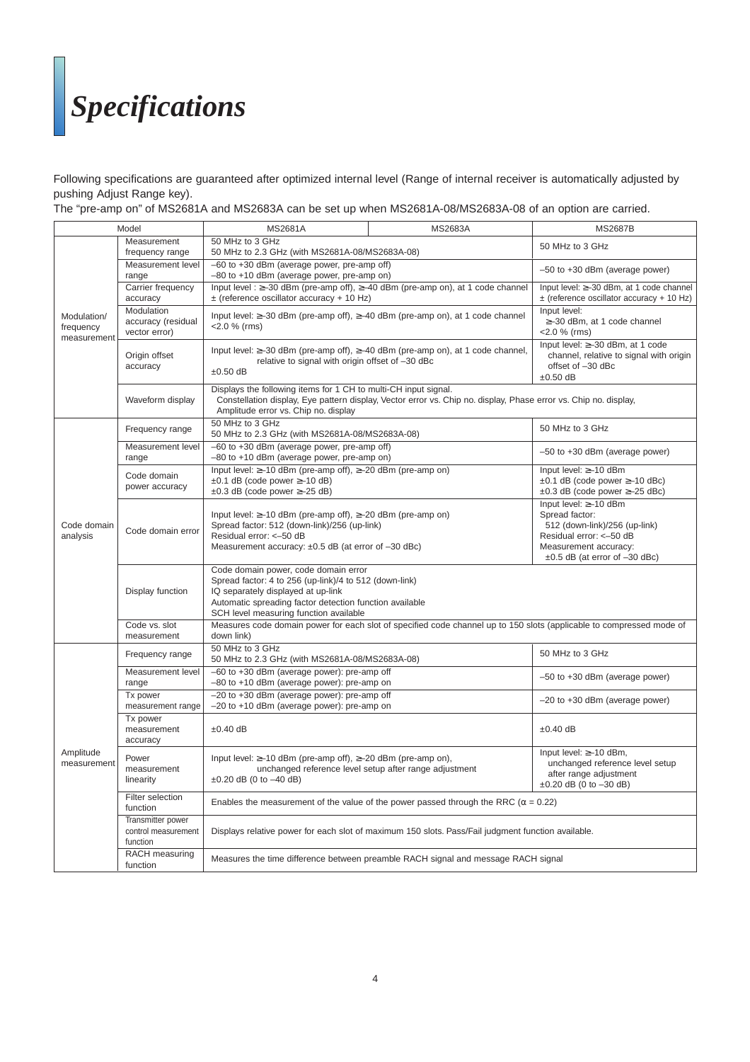# *Specifications*

Following specifications are guaranteed after optimized internal level (Range of internal receiver is automatically adjusted by pushing Adjust Range key).
The "pre-amp on" of MS2681A and MS2683A can be set up when MS2681A-08/MS2683A-08 of an option are carried.

| Model | | MS2681A | MS2683A | MS2687B |
|---|---|---|---|---|
| Modulation/ frequency measurement | Measurement frequency range | 50 MHz to 3 GHz<br>50 MHz to 2.3 GHz (with MS2681A-08/MS2683A-08) | | 50 MHz to 3 GHz |
| | Measurement level range | –60 to +30 dBm (average power, pre-amp off)<br>–80 to +10 dBm (average power, pre-amp on) | | –50 to +30 dBm (average power) |
| | Carrier frequency accuracy | Input level : ≥–30 dBm (pre-amp off), ≥–40 dBm (pre-amp on), at 1 code channel<br>± (reference oscillator accuracy + 10 Hz) | | Input level: ≥–30 dBm, at 1 code channel<br>± (reference oscillator accuracy + 10 Hz) |
| | Modulation accuracy (residual vector error) | Input level: ≥–30 dBm (pre-amp off), ≥–40 dBm (pre-amp on), at 1 code channel<br><2.0 % (rms) | | Input level:<br>≥–30 dBm, at 1 code channel<br><2.0 % (rms) |
| | Origin offset accuracy | Input level: ≥–30 dBm (pre-amp off), ≥–40 dBm (pre-amp on), at 1 code channel, relative to signal with origin offset of –30 dBc<br>±0.50 dB | | Input level: ≥–30 dBm, at 1 code channel, relative to signal with origin offset of –30 dBc<br>±0.50 dB |
| | Waveform display | Displays the following items for 1 CH to multi-CH input signal.<br>Constellation display, Eye pattern display, Vector error vs. Chip no. display, Phase error vs. Chip no. display, Amplitude error vs. Chip no. display | | |
| Code domain analysis | Frequency range | 50 MHz to 3 GHz<br>50 MHz to 2.3 GHz (with MS2681A-08/MS2683A-08) | | 50 MHz to 3 GHz |
| | Measurement level range | –60 to +30 dBm (average power, pre-amp off)<br>–80 to +10 dBm (average power, pre-amp on) | | –50 to +30 dBm (average power) |
| | Code domain power accuracy | Input level: ≥–10 dBm (pre-amp off), ≥–20 dBm (pre-amp on)<br>±0.1 dB (code power ≥–10 dB)<br>±0.3 dB (code power ≥–25 dB) | | Input level: ≥–10 dBm<br>±0.1 dB (code power ≥–10 dBc)<br>±0.3 dB (code power ≥–25 dBc) |
| | Code domain error | Input level: ≥–10 dBm (pre-amp off), ≥–20 dBm (pre-amp on)<br>Spread factor: 512 (down-link)/256 (up-link)<br>Residual error: <–50 dB<br>Measurement accuracy: ±0.5 dB (at error of –30 dBc) | | Input level: ≥–10 dBm<br>Spread factor:<br>512 (down-link)/256 (up-link)<br>Residual error: <–50 dB<br>Measurement accuracy:<br>±0.5 dB (at error of –30 dBc) |
| | Display function | Code domain power, code domain error<br>Spread factor: 4 to 256 (up-link)/4 to 512 (down-link)<br>IQ separately displayed at up-link<br>Automatic spreading factor detection function available<br>SCH level measuring function available | | |
| | Code vs. slot measurement | Measures code domain power for each slot of specified code channel up to 150 slots (applicable to compressed mode of down link) | | |
| Amplitude measurement | Frequency range | 50 MHz to 3 GHz<br>50 MHz to 2.3 GHz (with MS2681A-08/MS2683A-08) | | 50 MHz to 3 GHz |
| | Measurement level range | –60 to +30 dBm (average power): pre-amp off<br>–80 to +10 dBm (average power): pre-amp on | | –50 to +30 dBm (average power) |
| | Tx power measurement range | –20 to +30 dBm (average power): pre-amp off<br>–20 to +10 dBm (average power): pre-amp on | | –20 to +30 dBm (average power) |
| | Tx power measurement accuracy | ±0.40 dB | | ±0.40 dB |
| | Power measurement linearity | Input level: ≥–10 dBm (pre-amp off), ≥–20 dBm (pre-amp on), unchanged reference level setup after range adjustment<br>±0.20 dB (0 to –40 dB) | | Input level: ≥–10 dBm, unchanged reference level setup after range adjustment<br>±0.20 dB (0 to –30 dB) |
| | Filter selection function | Enables the measurement of the value of the power passed through the RRC ($\alpha$ = 0.22) | | |
| | Transmitter power control measurement function | Displays relative power for each slot of maximum 150 slots. Pass/Fail judgment function available. | | |
| | RACH measuring function | Measures the time difference between preamble RACH signal and message RACH signal | | |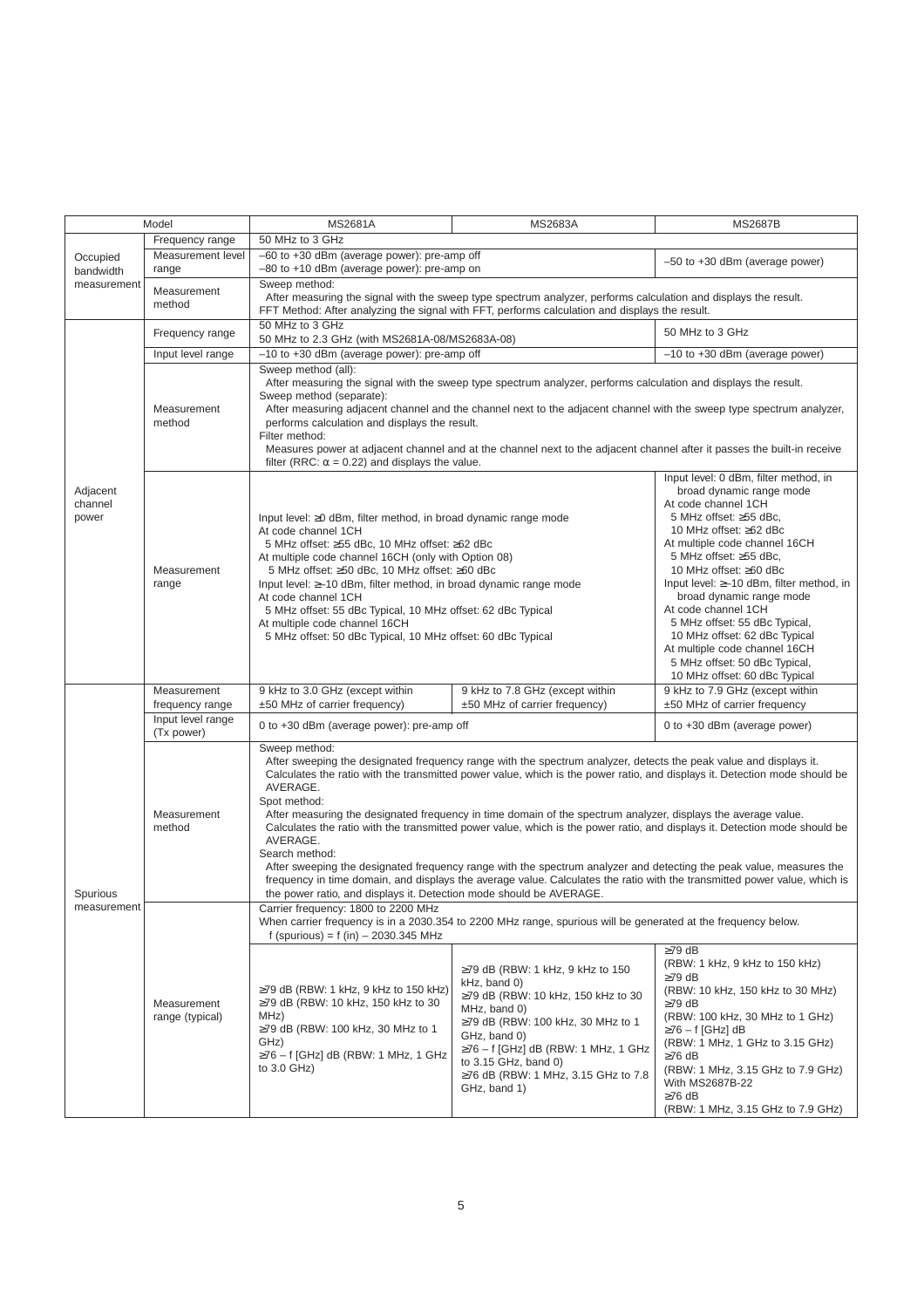| Model | | MS2681A | MS2683A | MS2687B |
|---|---|---|---|---|
| Occupied bandwidth measurement | Frequency range | 50 MHz to 3 GHz | | |
| | Measurement level range | –60 to +30 dBm (average power): pre-amp off<br>–80 to +10 dBm (average power): pre-amp on | | –50 to +30 dBm (average power) |
| | Measurement method | Sweep method:<br>After measuring the signal with the sweep type spectrum analyzer, performs calculation and displays the result.<br>FFT Method: After analyzing the signal with FFT, performs calculation and displays the result. | | |
| Adjacent channel power | Frequency range | 50 MHz to 3 GHz<br>50 MHz to 2.3 GHz (with MS2681A-08/MS2683A-08) | | 50 MHz to 3 GHz |
| | Input level range | –10 to +30 dBm (average power): pre-amp off | | –10 to +30 dBm (average power) |
| | Measurement method | Sweep method (all):<br>After measuring the signal with the sweep type spectrum analyzer, performs calculation and displays the result.<br>Sweep method (separate):<br>After measuring adjacent channel and the channel next to the adjacent channel with the sweep type spectrum analyzer, performs calculation and displays the result.<br>Filter method:<br>Measures power at adjacent channel and at the channel next to the adjacent channel after it passes the built-in receive filter (RRC: $\alpha$ = 0.22) and displays the value. | | |
| | Measurement range | Input level: ≥0 dBm, filter method, in broad dynamic range mode<br>At code channel 1CH<br>5 MHz offset: ≥55 dBc, 10 MHz offset: ≥62 dBc<br>At multiple code channel 16CH (only with Option 08)<br>5 MHz offset: ≥50 dBc, 10 MHz offset: ≥60 dBc<br>Input level: ≥–10 dBm, filter method, in broad dynamic range mode<br>At code channel 1CH<br>5 MHz offset: 55 dBc Typical, 10 MHz offset: 62 dBc Typical<br>At multiple code channel 16CH<br>5 MHz offset: 50 dBc Typical, 10 MHz offset: 60 dBc Typical | | Input level: 0 dBm, filter method, in broad dynamic range mode<br>At code channel 1CH<br>5 MHz offset: ≥55 dBc,<br>10 MHz offset: ≥62 dBc<br>At multiple code channel 16CH<br>5 MHz offset: ≥55 dBc,<br>10 MHz offset: ≥60 dBc<br>Input level: ≥–10 dBm, filter method, in broad dynamic range mode<br>At code channel 1CH<br>5 MHz offset: 55 dBc Typical,<br>10 MHz offset: 62 dBc Typical<br>At multiple code channel 16CH<br>5 MHz offset: 50 dBc Typical,<br>10 MHz offset: 60 dBc Typical |
| Spurious measurement | Measurement frequency range | 9 kHz to 3.0 GHz (except within ±50 MHz of carrier frequency) | 9 kHz to 7.8 GHz (except within ±50 MHz of carrier frequency) | 9 kHz to 7.9 GHz (except within ±50 MHz of carrier frequency |
| | Input level range (Tx power) | 0 to +30 dBm (average power): pre-amp off | | 0 to +30 dBm (average power) |
| | Measurement method | Sweep method:<br>After sweeping the designated frequency range with the spectrum analyzer, detects the peak value and displays it. Calculates the ratio with the transmitted power value, which is the power ratio, and displays it. Detection mode should be AVERAGE.<br>Spot method:<br>After measuring the designated frequency in time domain of the spectrum analyzer, displays the average value. Calculates the ratio with the transmitted power value, which is the power ratio, and displays it. Detection mode should be AVERAGE.<br>Search method:<br>After sweeping the designated frequency range with the spectrum analyzer and detecting the peak value, measures the frequency in time domain, and displays the average value. Calculates the ratio with the transmitted power value, which is the power ratio, and displays it. Detection mode should be AVERAGE. | | |
| | Measurement range (typical) | Carrier frequency: 1800 to 2200 MHz<br>When carrier frequency is in a 2030.354 to 2200 MHz range, spurious will be generated at the frequency below.<br>f (spurious) = f (in) – 2030.345 MHz | | |
| | | ≥79 dB (RBW: 1 kHz, 9 kHz to 150 kHz)<br>≥79 dB (RBW: 10 kHz, 150 kHz to 30 MHz)<br>≥79 dB (RBW: 100 kHz, 30 MHz to 1 GHz)<br>≥76 – f [GHz] dB (RBW: 1 MHz, 1 GHz to 3.0 GHz) | ≥79 dB (RBW: 1 kHz, 9 kHz to 150 kHz, band 0)<br>≥79 dB (RBW: 10 kHz, 150 kHz to 30 MHz, band 0)<br>≥79 dB (RBW: 100 kHz, 30 MHz to 1 GHz, band 0)<br>≥76 – f [GHz] dB (RBW: 1 MHz, 1 GHz to 3.15 GHz, band 0)<br>≥76 dB (RBW: 1 MHz, 3.15 GHz to 7.8 GHz, band 1) | ≥79 dB<br>(RBW: 1 kHz, 9 kHz to 150 kHz)<br>≥79 dB<br>(RBW: 10 kHz, 150 kHz to 30 MHz)<br>≥79 dB<br>(RBW: 100 kHz, 30 MHz to 1 GHz)<br>≥76 – f [GHz] dB<br>(RBW: 1 MHz, 1 GHz to 3.15 GHz)<br>≥76 dB<br>(RBW: 1 MHz, 3.15 GHz to 7.9 GHz)<br>With MS2687B-22<br>≥76 dB<br>(RBW: 1 MHz, 3.15 GHz to 7.9 GHz) |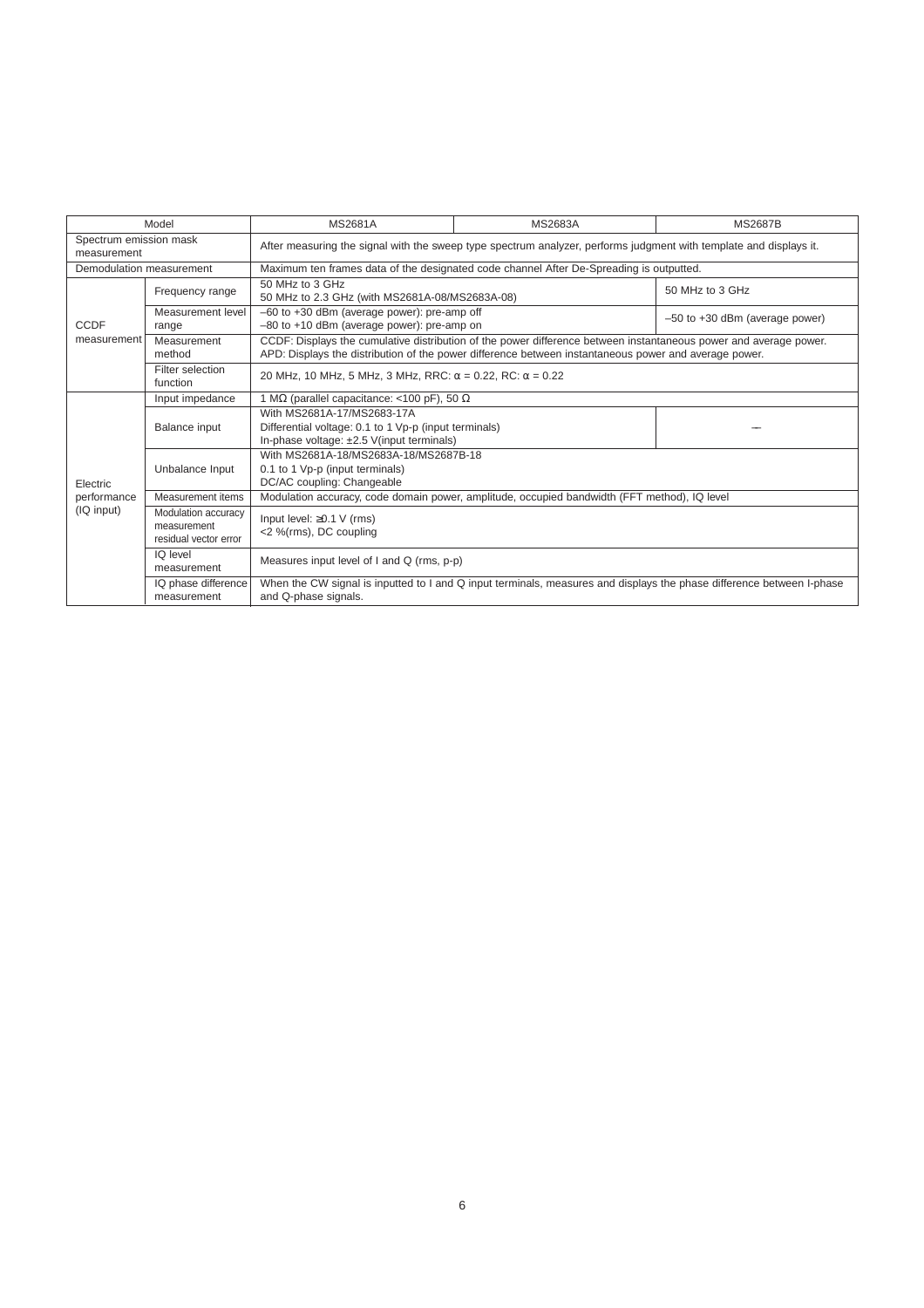| Model | | MS2681A | MS2683A | MS2687B |
|---|---|---|---|---|
| Spectrum emission mask measurement | | After measuring the signal with the sweep type spectrum analyzer, performs judgment with template and displays it. | | |
| Demodulation measurement | | Maximum ten frames data of the designated code channel After De-Spreading is outputted. | | |
| CCDF measurement | Frequency range | 50 MHz to 3 GHz<br>50 MHz to 2.3 GHz (with MS2681A-08/MS2683A-08) | | 50 MHz to 3 GHz |
| | Measurement level range | –60 to +30 dBm (average power): pre-amp off<br>–80 to +10 dBm (average power): pre-amp on | | –50 to +30 dBm (average power) |
| | Measurement method | CCDF: Displays the cumulative distribution of the power difference between instantaneous power and average power.<br>APD: Displays the distribution of the power difference between instantaneous power and average power. | | |
| | Filter selection function | 20 MHz, 10 MHz, 5 MHz, 3 MHz, RRC: α = 0.22, RC: α = 0.22 | | |
| Electric performance (IQ input) | Input impedance | 1 MΩ (parallel capacitance: <100 pF), 50 Ω | | |
| | Balance input | With MS2681A-17/MS2683-17A<br>Differential voltage: 0.1 to 1 Vp-p (input terminals)<br>In-phase voltage: ±2.5 V(input terminals) | | — |
| | Unbalance Input | With MS2681A-18/MS2683A-18/MS2687B-18<br>0.1 to 1 Vp-p (input terminals)<br>DC/AC coupling: Changeable | | |
| | Measurement items | Modulation accuracy, code domain power, amplitude, occupied bandwidth (FFT method), IQ level | | |
| | Modulation accuracy measurement residual vector error | Input level: ≥0.1 V (rms)<br><2 %(rms), DC coupling | | |
| | IQ level measurement | Measures input level of I and Q (rms, p-p) | | |
| | IQ phase difference measurement | When the CW signal is inputted to I and Q input terminals, measures and displays the phase difference between I-phase and Q-phase signals. | | |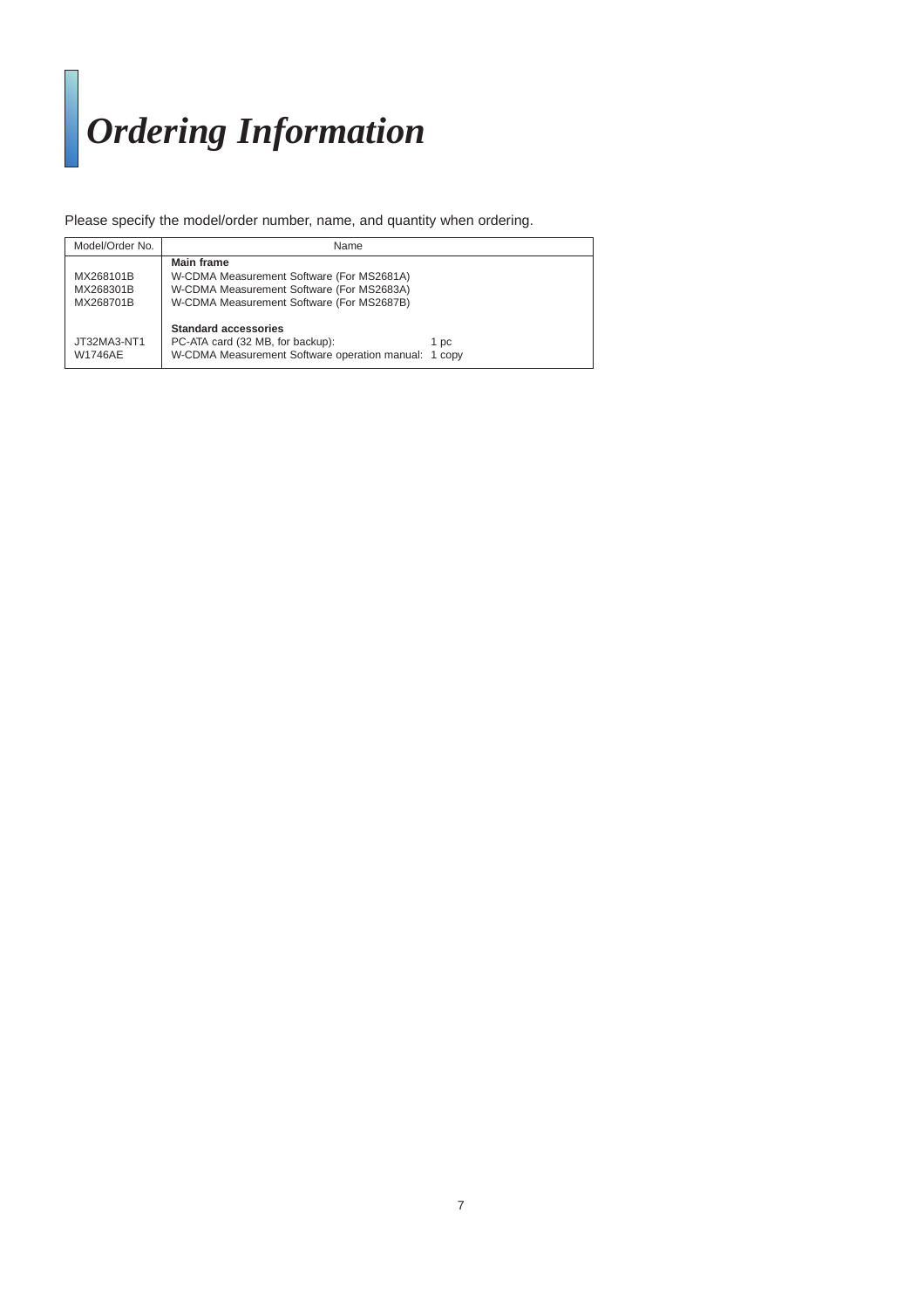# *Ordering Information*

Please specify the model/order number, name, and quantity when ordering.

| Model/Order No. | Name |
|---|---|
| | **Main frame** |
| MX268101B | W-CDMA Measurement Software (For MS2681A) |
| MX268301B | W-CDMA Measurement Software (For MS2683A) |
| MX268701B | W-CDMA Measurement Software (For MS2687B) |
| | **Standard accessories** |
| JT32MA3-NT1 | PC-ATA card (32 MB, for backup): 1 pc |
| W1746AE | W-CDMA Measurement Software operation manual: 1 copy |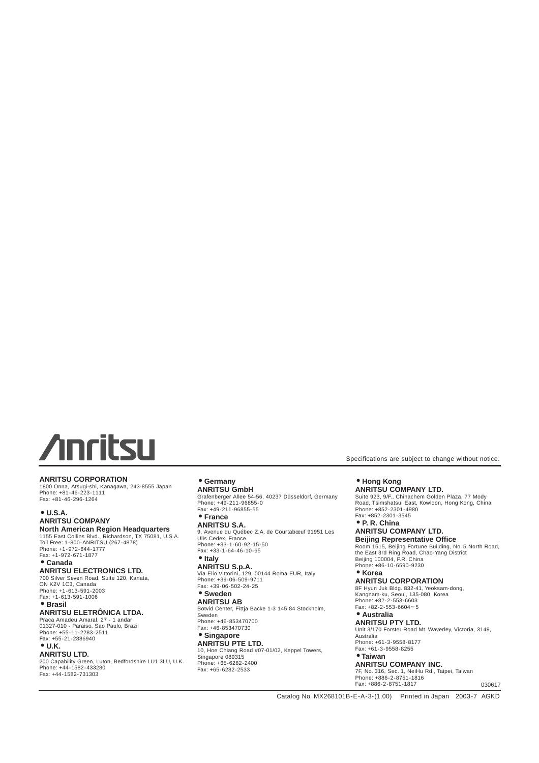# Anritsu

Specifications are subject to change without notice.

**ANRITSU CORPORATION**
1800 Onna, Atsugi-shi, Kanagawa, 243-8555 Japan
Phone: +81-46-223-1111
Fax: +81-46-296-1264

**• U.S.A.**
**ANRITSU COMPANY**
**North American Region Headquarters**
1155 East Collins Blvd., Richardson, TX 75081, U.S.A.
Toll Free: 1-800-ANRITSU (267-4878)
Phone: +1-972-644-1777
Fax: +1-972-671-1877

**• Canada**
**ANRITSU ELECTRONICS LTD.**
700 Silver Seven Road, Suite 120, Kanata,
ON K2V 1C3, Canada
Phone: +1-613-591-2003
Fax: +1-613-591-1006

**• Brasil**
**ANRITSU ELETRÔNICA LTDA.**
Praca Amadeu Amaral, 27 - 1 andar
01327-010 - Paraiso, Sao Paulo, Brazil
Phone: +55-11-2283-2511
Fax: +55-21-2886940

**• U.K.**
**ANRITSU LTD.**
200 Capability Green, Luton, Bedfordshire LU1 3LU, U.K.
Phone: +44-1582-433280
Fax: +44-1582-731303

**• Germany**
**ANRITSU GmbH**
Grafenberger Allee 54-56, 40237 Düsseldorf, Germany
Phone: +49-211-96855-0
Fax: +49-211-96855-55

**• France**
**ANRITSU S.A.**
9, Avenue du Québec Z.A. de Courtabœuf 91951 Les Ulis Cedex, France
Phone: +33-1-60-92-15-50
Fax: +33-1-64-46-10-65

**• Italy**
**ANRITSU S.p.A.**
Via Elio Vittorini, 129, 00144 Roma EUR, Italy
Phone: +39-06-509-9711
Fax: +39-06-502-24-25

**• Sweden**
**ANRITSU AB**
Botvid Center, Fittja Backe 1-3 145 84 Stockholm, Sweden
Phone: +46-853470700
Fax: +46-853470730

**• Singapore**
**ANRITSU PTE LTD.**
10, Hoe Chiang Road #07-01/02, Keppel Towers, Singapore 089315
Phone: +65-6282-2400
Fax: +65-6282-2533

**• Hong Kong**
**ANRITSU COMPANY LTD.**
Suite 923, 9/F., Chinachem Golden Plaza, 77 Mody Road, Tsimshatsui East, Kowloon, Hong Kong, China
Phone: +852-2301-4980
Fax: +852-2301-3545

**• P. R. China**
**ANRITSU COMPANY LTD.**
**Beijing Representative Office**
Room 1515, Beijing Fortune Building, No. 5 North Road, the East 3rd Ring Road, Chao-Yang District
Beijing 100004, P.R. China
Phone: +86-10-6590-9230

**• Korea**
**ANRITSU CORPORATION**
8F Hyun Juk Bldg. 832-41, Yeoksam-dong, Kangnam-ku, Seoul, 135-080, Korea
Phone: +82-2-553-6603
Fax: +82-2-553-6604~5

**• Australia**
**ANRITSU PTY LTD.**
Unit 3/170 Forster Road Mt. Waverley, Victoria, 3149, Australia
Phone: +61-3-9558-8177
Fax: +61-3-9558-8255

**• Taiwan**
**ANRITSU COMPANY INC.**
7F, No. 316, Sec. 1, NeiHu Rd., Taipei, Taiwan
Phone: +886-2-8751-1816
Fax: +886-2-8751-1817

030617

Catalog No. MX268101B-E-A-3-(1.00) Printed in Japan 2003-7 AGKD